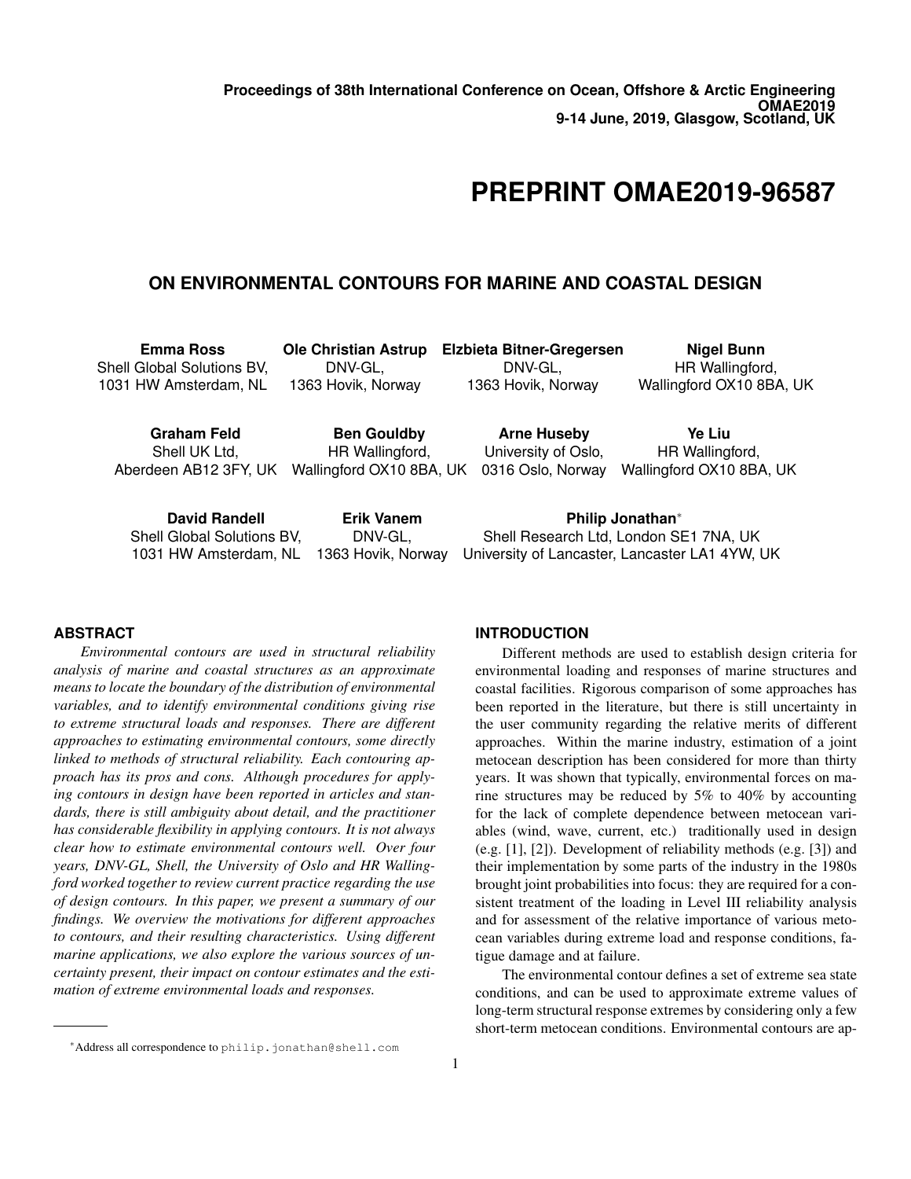Proceedings of 38th International Conference on Ocean, Offshore & Arctic Engineering
OMAE2019
9-14 June, 2019, Glasgow, Scotland, UK

# PREPRINT OMAE2019-96587

## ON ENVIRONMENTAL CONTOURS FOR MARINE AND COASTAL DESIGN

**Emma Ross**
Shell Global Solutions BV,
1031 HW Amsterdam, NL

**Ole Christian Astrup**
DNV-GL,
1363 Hovik, Norway

**Elzbieta Bitner-Gregersen**
DNV-GL,
1363 Hovik, Norway

**Nigel Bunn**
HR Wallingford,
Wallingford OX10 8BA, UK

**Graham Feld**
Shell UK Ltd,
Aberdeen AB12 3FY, UK

**Ben Gouldby**
HR Wallingford,
Wallingford OX10 8BA, UK

**Arne Huseby**
University of Oslo,
0316 Oslo, Norway

**Ye Liu**
HR Wallingford,
Wallingford OX10 8BA, UK

**David Randell**
Shell Global Solutions BV,
1031 HW Amsterdam, NL

**Erik Vanem**
DNV-GL,
1363 Hovik, Norway

**Philip Jonathan***
Shell Research Ltd, London SE1 7NA, UK
University of Lancaster, Lancaster LA1 4YW, UK

### ABSTRACT

*Environmental contours are used in structural reliability analysis of marine and coastal structures as an approximate means to locate the boundary of the distribution of environmental variables, and to identify environmental conditions giving rise to extreme structural loads and responses. There are different approaches to estimating environmental contours, some directly linked to methods of structural reliability. Each contouring approach has its pros and cons. Although procedures for applying contours in design have been reported in articles and standards, there is still ambiguity about detail, and the practitioner has considerable flexibility in applying contours. It is not always clear how to estimate environmental contours well. Over four years, DNV-GL, Shell, the University of Oslo and HR Wallingford worked together to review current practice regarding the use of design contours. In this paper, we present a summary of our findings. We overview the motivations for different approaches to contours, and their resulting characteristics. Using different marine applications, we also explore the various sources of uncertainty present, their impact on contour estimates and the estimation of extreme environmental loads and responses.*

*Address all correspondence to philip.jonathan@shell.com

### INTRODUCTION

Different methods are used to establish design criteria for environmental loading and responses of marine structures and coastal facilities. Rigorous comparison of some approaches has been reported in the literature, but there is still uncertainty in the user community regarding the relative merits of different approaches. Within the marine industry, estimation of a joint metocean description has been considered for more than thirty years. It was shown that typically, environmental forces on marine structures may be reduced by 5% to 40% by accounting for the lack of complete dependence between metocean variables (wind, wave, current, etc.) traditionally used in design (e.g. [1], [2]). Development of reliability methods (e.g. [3]) and their implementation by some parts of the industry in the 1980s brought joint probabilities into focus: they are required for a consistent treatment of the loading in Level III reliability analysis and for assessment of the relative importance of various metocean variables during extreme load and response conditions, fatigue damage and at failure.

The environmental contour defines a set of extreme sea state conditions, and can be used to approximate extreme values of long-term structural response extremes by considering only a few short-term metocean conditions. Environmental contours are ap-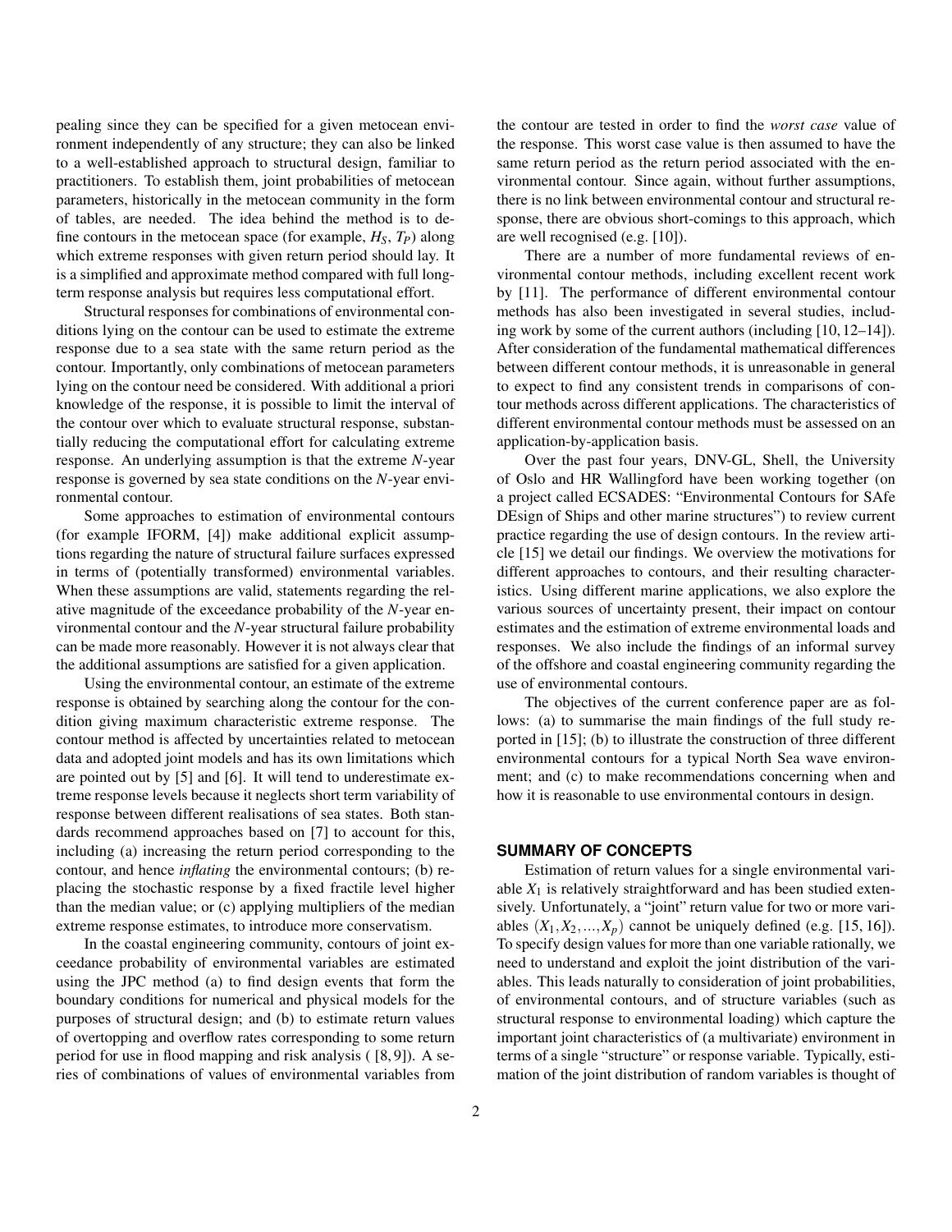pealing since they can be specified for a given metocean environment independently of any structure; they can also be linked to a well-established approach to structural design, familiar to practitioners. To establish them, joint probabilities of metocean parameters, historically in the metocean community in the form of tables, are needed. The idea behind the method is to define contours in the metocean space (for example, $H_S$, $T_P$) along which extreme responses with given return period should lay. It is a simplified and approximate method compared with full long-term response analysis but requires less computational effort.

Structural responses for combinations of environmental conditions lying on the contour can be used to estimate the extreme response due to a sea state with the same return period as the contour. Importantly, only combinations of metocean parameters lying on the contour need be considered. With additional a priori knowledge of the response, it is possible to limit the interval of the contour over which to evaluate structural response, substantially reducing the computational effort for calculating extreme response. An underlying assumption is that the extreme $N$-year response is governed by sea state conditions on the $N$-year environmental contour.

Some approaches to estimation of environmental contours (for example IFORM, [4]) make additional explicit assumptions regarding the nature of structural failure surfaces expressed in terms of (potentially transformed) environmental variables. When these assumptions are valid, statements regarding the relative magnitude of the exceedance probability of the $N$-year environmental contour and the $N$-year structural failure probability can be made more reasonably. However it is not always clear that the additional assumptions are satisfied for a given application.

Using the environmental contour, an estimate of the extreme response is obtained by searching along the contour for the condition giving maximum characteristic extreme response. The contour method is affected by uncertainties related to metocean data and adopted joint models and has its own limitations which are pointed out by [5] and [6]. It will tend to underestimate extreme response levels because it neglects short term variability of response between different realisations of sea states. Both standards recommend approaches based on [7] to account for this, including (a) increasing the return period corresponding to the contour, and hence *inflating* the environmental contours; (b) replacing the stochastic response by a fixed fractile level higher than the median value; or (c) applying multipliers of the median extreme response estimates, to introduce more conservatism.

In the coastal engineering community, contours of joint exceedance probability of environmental variables are estimated using the JPC method (a) to find design events that form the boundary conditions for numerical and physical models for the purposes of structural design; and (b) to estimate return values of overtopping and overflow rates corresponding to some return period for use in flood mapping and risk analysis ( [8, 9]). A series of combinations of values of environmental variables from the contour are tested in order to find the *worst case* value of the response. This worst case value is then assumed to have the same return period as the return period associated with the environmental contour. Since again, without further assumptions, there is no link between environmental contour and structural response, there are obvious short-comings to this approach, which are well recognised (e.g. [10]).

There are a number of more fundamental reviews of environmental contour methods, including excellent recent work by [11]. The performance of different environmental contour methods has also been investigated in several studies, including work by some of the current authors (including [10, 12–14]). After consideration of the fundamental mathematical differences between different contour methods, it is unreasonable in general to expect to find any consistent trends in comparisons of contour methods across different applications. The characteristics of different environmental contour methods must be assessed on an application-by-application basis.

Over the past four years, DNV-GL, Shell, the University of Oslo and HR Wallingford have been working together (on a project called ECSADES: "Environmental Contours for SAfe DEsign of Ships and other marine structures") to review current practice regarding the use of design contours. In the review article [15] we detail our findings. We overview the motivations for different approaches to contours, and their resulting characteristics. Using different marine applications, we also explore the various sources of uncertainty present, their impact on contour estimates and the estimation of extreme environmental loads and responses. We also include the findings of an informal survey of the offshore and coastal engineering community regarding the use of environmental contours.

The objectives of the current conference paper are as follows: (a) to summarise the main findings of the full study reported in [15]; (b) to illustrate the construction of three different environmental contours for a typical North Sea wave environment; and (c) to make recommendations concerning when and how it is reasonable to use environmental contours in design.

## SUMMARY OF CONCEPTS

Estimation of return values for a single environmental variable $X_1$ is relatively straightforward and has been studied extensively. Unfortunately, a "joint" return value for two or more variables $(X_1, X_2, ..., X_p)$ cannot be uniquely defined (e.g. [15, 16]). To specify design values for more than one variable rationally, we need to understand and exploit the joint distribution of the variables. This leads naturally to consideration of joint probabilities, of environmental contours, and of structure variables (such as structural response to environmental loading) which capture the important joint characteristics of (a multivariate) environment in terms of a single "structure" or response variable. Typically, estimation of the joint distribution of random variables is thought of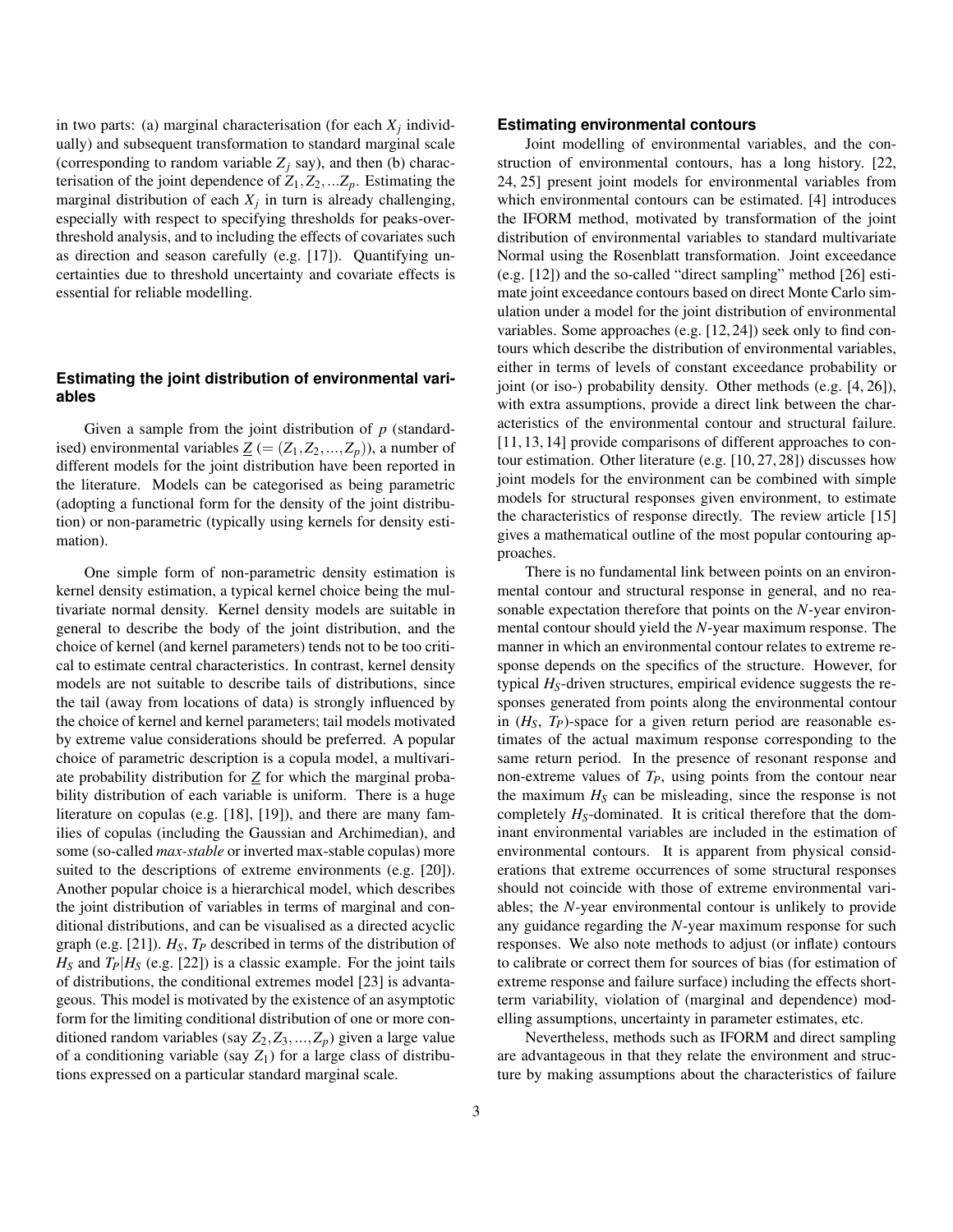in two parts: (a) marginal characterisation (for each $X_j$ individually) and subsequent transformation to standard marginal scale (corresponding to random variable $Z_j$ say), and then (b) characterisation of the joint dependence of $Z_1, Z_2, ...Z_p$. Estimating the marginal distribution of each $X_j$ in turn is already challenging, especially with respect to specifying thresholds for peaks-over-threshold analysis, and to including the effects of covariates such as direction and season carefully (e.g. [17]). Quantifying uncertainties due to threshold uncertainty and covariate effects is essential for reliable modelling.

### Estimating the joint distribution of environmental variables

Given a sample from the joint distribution of $p$ (standardised) environmental variables $\underline{Z}$ $(= (Z_1, Z_2, ..., Z_p))$, a number of different models for the joint distribution have been reported in the literature. Models can be categorised as being parametric (adopting a functional form for the density of the joint distribution) or non-parametric (typically using kernels for density estimation).

One simple form of non-parametric density estimation is kernel density estimation, a typical kernel choice being the multivariate normal density. Kernel density models are suitable in general to describe the body of the joint distribution, and the choice of kernel (and kernel parameters) tends not to be too critical to estimate central characteristics. In contrast, kernel density models are not suitable to describe tails of distributions, since the tail (away from locations of data) is strongly influenced by the choice of kernel and kernel parameters; tail models motivated by extreme value considerations should be preferred. A popular choice of parametric description is a copula model, a multivariate probability distribution for $\underline{Z}$ for which the marginal probability distribution of each variable is uniform. There is a huge literature on copulas (e.g. [18], [19]), and there are many families of copulas (including the Gaussian and Archimedian), and some (so-called *max-stable* or inverted max-stable copulas) more suited to the descriptions of extreme environments (e.g. [20]). Another popular choice is a hierarchical model, which describes the joint distribution of variables in terms of marginal and conditional distributions, and can be visualised as a directed acyclic graph (e.g. [21]). $H_S$, $T_P$ described in terms of the distribution of $H_S$ and $T_P|H_S$ (e.g. [22]) is a classic example. For the joint tails of distributions, the conditional extremes model [23] is advantageous. This model is motivated by the existence of an asymptotic form for the limiting conditional distribution of one or more conditioned random variables (say $Z_2, Z_3, ..., Z_p$) given a large value of a conditioning variable (say $Z_1$) for a large class of distributions expressed on a particular standard marginal scale.

### Estimating environmental contours

Joint modelling of environmental variables, and the construction of environmental contours, has a long history. [22, 24, 25] present joint models for environmental variables from which environmental contours can be estimated. [4] introduces the IFORM method, motivated by transformation of the joint distribution of environmental variables to standard multivariate Normal using the Rosenblatt transformation. Joint exceedance (e.g. [12]) and the so-called "direct sampling" method [26] estimate joint exceedance contours based on direct Monte Carlo simulation under a model for the joint distribution of environmental variables. Some approaches (e.g. [12, 24]) seek only to find contours which describe the distribution of environmental variables, either in terms of levels of constant exceedance probability or joint (or iso-) probability density. Other methods (e.g. [4, 26]), with extra assumptions, provide a direct link between the characteristics of the environmental contour and structural failure. [11, 13, 14] provide comparisons of different approaches to contour estimation. Other literature (e.g. [10, 27, 28]) discusses how joint models for the environment can be combined with simple models for structural responses given environment, to estimate the characteristics of response directly. The review article [15] gives a mathematical outline of the most popular contouring approaches.

There is no fundamental link between points on an environmental contour and structural response in general, and no reasonable expectation therefore that points on the $N$-year environmental contour should yield the $N$-year maximum response. The manner in which an environmental contour relates to extreme response depends on the specifics of the structure. However, for typical $H_S$-driven structures, empirical evidence suggests the responses generated from points along the environmental contour in ($H_S$, $T_P$)-space for a given return period are reasonable estimates of the actual maximum response corresponding to the same return period. In the presence of resonant response and non-extreme values of $T_P$, using points from the contour near the maximum $H_S$ can be misleading, since the response is not completely $H_S$-dominated. It is critical therefore that the dominant environmental variables are included in the estimation of environmental contours. It is apparent from physical considerations that extreme occurrences of some structural responses should not coincide with those of extreme environmental variables; the $N$-year environmental contour is unlikely to provide any guidance regarding the $N$-year maximum response for such responses. We also note methods to adjust (or inflate) contours to calibrate or correct them for sources of bias (for estimation of extreme response and failure surface) including the effects short-term variability, violation of (marginal and dependence) modelling assumptions, uncertainty in parameter estimates, etc.

Nevertheless, methods such as IFORM and direct sampling are advantageous in that they relate the environment and structure by making assumptions about the characteristics of failure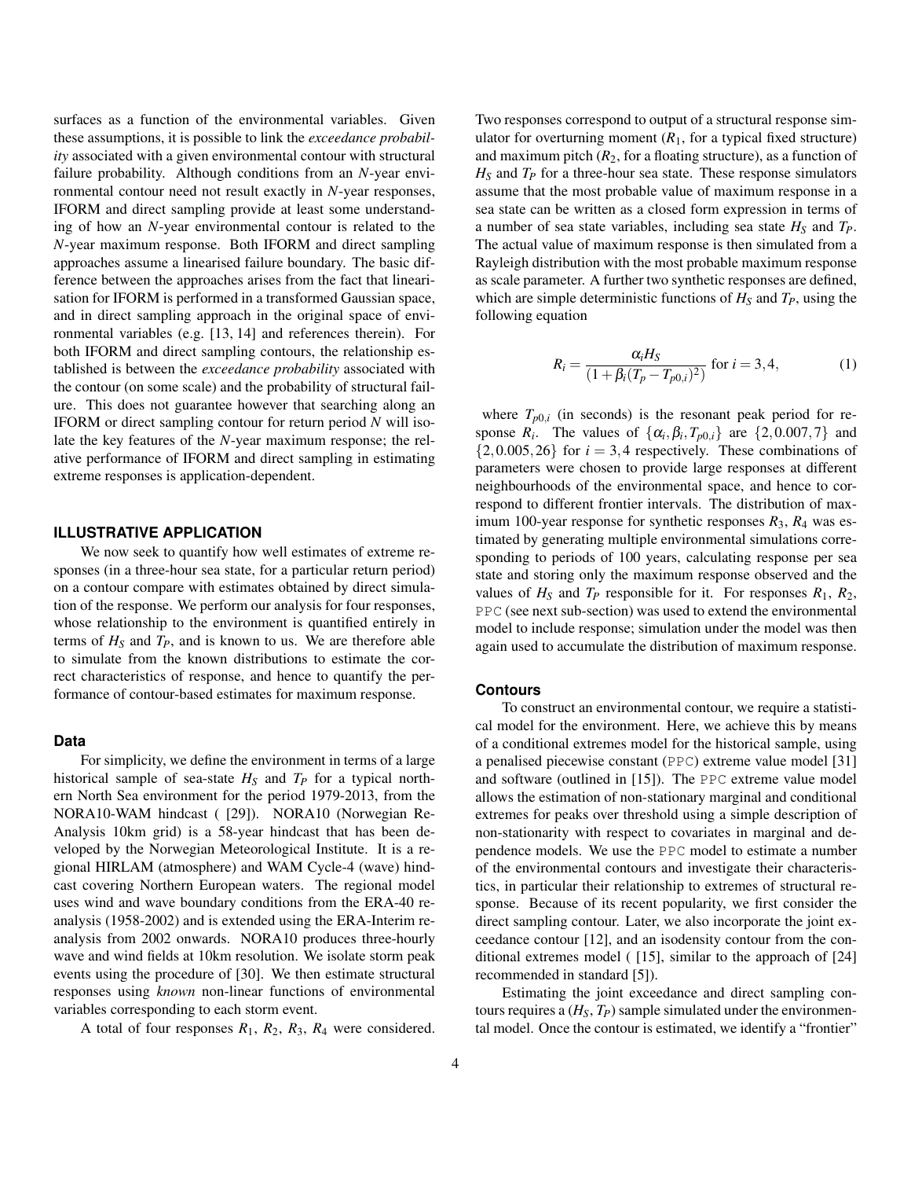surfaces as a function of the environmental variables. Given these assumptions, it is possible to link the *exceedance probability* associated with a given environmental contour with structural failure probability. Although conditions from an $N$-year environmental contour need not result exactly in $N$-year responses, IFORM and direct sampling provide at least some understanding of how an $N$-year environmental contour is related to the $N$-year maximum response. Both IFORM and direct sampling approaches assume a linearised failure boundary. The basic difference between the approaches arises from the fact that linearisation for IFORM is performed in a transformed Gaussian space, and in direct sampling approach in the original space of environmental variables (e.g. [13, 14] and references therein). For both IFORM and direct sampling contours, the relationship established is between the *exceedance probability* associated with the contour (on some scale) and the probability of structural failure. This does not guarantee however that searching along an IFORM or direct sampling contour for return period $N$ will isolate the key features of the $N$-year maximum response; the relative performance of IFORM and direct sampling in estimating extreme responses is application-dependent.

## ILLUSTRATIVE APPLICATION

We now seek to quantify how well estimates of extreme responses (in a three-hour sea state, for a particular return period) on a contour compare with estimates obtained by direct simulation of the response. We perform our analysis for four responses, whose relationship to the environment is quantified entirely in terms of $H_S$ and $T_P$, and is known to us. We are therefore able to simulate from the known distributions to estimate the correct characteristics of response, and hence to quantify the performance of contour-based estimates for maximum response.

### Data

For simplicity, we define the environment in terms of a large historical sample of sea-state $H_S$ and $T_P$ for a typical northern North Sea environment for the period 1979-2013, from the NORA10-WAM hindcast ( [29]). NORA10 (Norwegian Re-Analysis 10km grid) is a 58-year hindcast that has been developed by the Norwegian Meteorological Institute. It is a regional HIRLAM (atmosphere) and WAM Cycle-4 (wave) hindcast covering Northern European waters. The regional model uses wind and wave boundary conditions from the ERA-40 reanalysis (1958-2002) and is extended using the ERA-Interim reanalysis from 2002 onwards. NORA10 produces three-hourly wave and wind fields at 10km resolution. We isolate storm peak events using the procedure of [30]. We then estimate structural responses using *known* non-linear functions of environmental variables corresponding to each storm event.

A total of four responses $R_1$, $R_2$, $R_3$, $R_4$ were considered. Two responses correspond to output of a structural response simulator for overturning moment ($R_1$, for a typical fixed structure) and maximum pitch ($R_2$, for a floating structure), as a function of $H_S$ and $T_P$ for a three-hour sea state. These response simulators assume that the most probable value of maximum response in a sea state can be written as a closed form expression in terms of a number of sea state variables, including sea state $H_S$ and $T_P$. The actual value of maximum response is then simulated from a Rayleigh distribution with the most probable maximum response as scale parameter. A further two synthetic responses are defined, which are simple deterministic functions of $H_S$ and $T_P$, using the following equation

$$R_i = \frac{\alpha_i H_S}{(1+\beta_i(T_p - T_{p0,i})^2)} \text{ for } i = 3,4, \tag{1}$$

where $T_{p0,i}$ (in seconds) is the resonant peak period for response $R_i$. The values of $\{\alpha_i, \beta_i, T_{p0,i}\}$ are $\{2, 0.007, 7\}$ and $\{2, 0.005, 26\}$ for $i = 3,4$ respectively. These combinations of parameters were chosen to provide large responses at different neighbourhoods of the environmental space, and hence to correspond to different frontier intervals. The distribution of maximum 100-year response for synthetic responses $R_3$, $R_4$ was estimated by generating multiple environmental simulations corresponding to periods of 100 years, calculating response per sea state and storing only the maximum response observed and the values of $H_S$ and $T_P$ responsible for it. For responses $R_1$, $R_2$, `PPC` (see next sub-section) was used to extend the environmental model to include response; simulation under the model was then again used to accumulate the distribution of maximum response.

### Contours

To construct an environmental contour, we require a statistical model for the environment. Here, we achieve this by means of a conditional extremes model for the historical sample, using a penalised piecewise constant (`PPC`) extreme value model [31] and software (outlined in [15]). The `PPC` extreme value model allows the estimation of non-stationary marginal and conditional extremes for peaks over threshold using a simple description of non-stationarity with respect to covariates in marginal and dependence models. We use the `PPC` model to estimate a number of the environmental contours and investigate their characteristics, in particular their relationship to extremes of structural response. Because of its recent popularity, we first consider the direct sampling contour. Later, we also incorporate the joint exceedance contour [12], and an isodensity contour from the conditional extremes model ( [15], similar to the approach of [24] recommended in standard [5]).

Estimating the joint exceedance and direct sampling contours requires a ($H_S$, $T_P$) sample simulated under the environmental model. Once the contour is estimated, we identify a "frontier"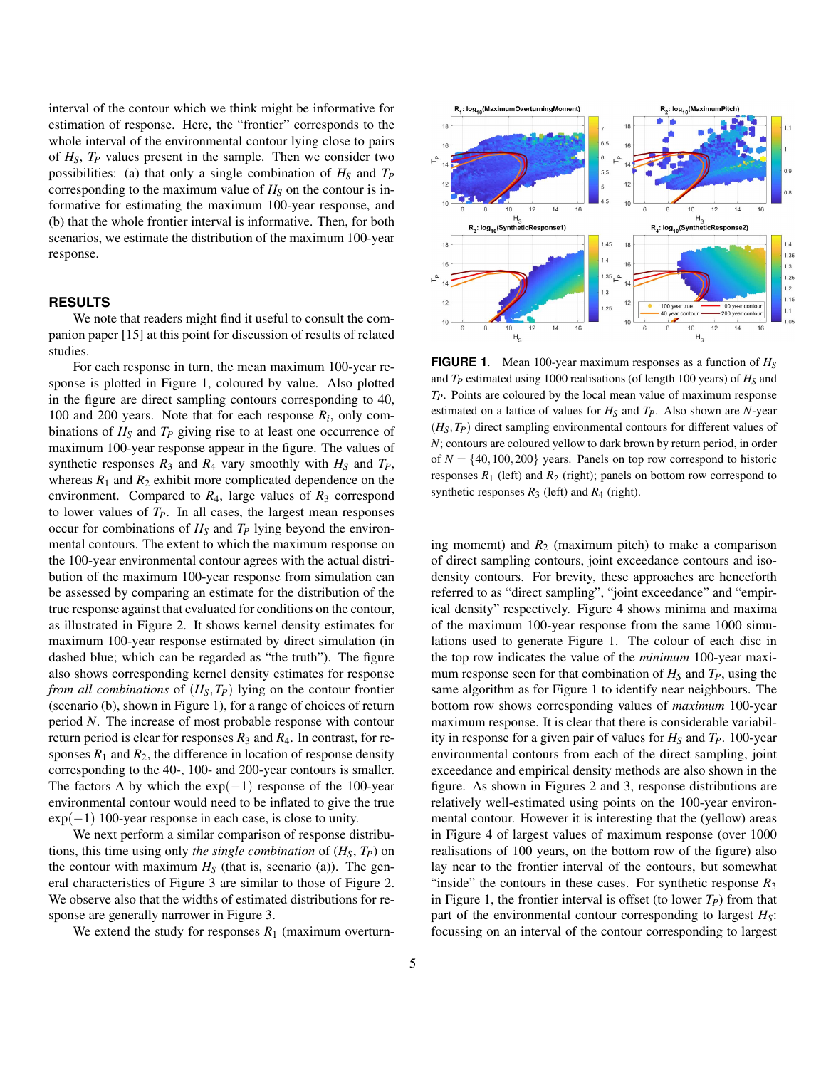interval of the contour which we think might be informative for estimation of response. Here, the "frontier" corresponds to the whole interval of the environmental contour lying close to pairs of $H_S$, $T_P$ values present in the sample. Then we consider two possibilities: (a) that only a single combination of $H_S$ and $T_P$ corresponding to the maximum value of $H_S$ on the contour is informative for estimating the maximum 100-year response, and (b) that the whole frontier interval is informative. Then, for both scenarios, we estimate the distribution of the maximum 100-year response.

## RESULTS

We note that readers might find it useful to consult the companion paper [15] at this point for discussion of results of related studies.

For each response in turn, the mean maximum 100-year response is plotted in Figure 1, coloured by value. Also plotted in the figure are direct sampling contours corresponding to 40, 100 and 200 years. Note that for each response $R_i$, only combinations of $H_S$ and $T_P$ giving rise to at least one occurrence of maximum 100-year response appear in the figure. The values of synthetic responses $R_3$ and $R_4$ vary smoothly with $H_S$ and $T_P$, whereas $R_1$ and $R_2$ exhibit more complicated dependence on the environment. Compared to $R_4$, large values of $R_3$ correspond to lower values of $T_P$. In all cases, the largest mean responses occur for combinations of $H_S$ and $T_P$ lying beyond the environmental contours. The extent to which the maximum response on the 100-year environmental contour agrees with the actual distribution of the maximum 100-year response from simulation can be assessed by comparing an estimate for the distribution of the true response against that evaluated for conditions on the contour, as illustrated in Figure 2. It shows kernel density estimates for maximum 100-year response estimated by direct simulation (in dashed blue; which can be regarded as "the truth"). The figure also shows corresponding kernel density estimates for response *from all combinations* of $(H_S, T_P)$ lying on the contour frontier (scenario (b), shown in Figure 1), for a range of choices of return period $N$. The increase of most probable response with contour return period is clear for responses $R_3$ and $R_4$. In contrast, for responses $R_1$ and $R_2$, the difference in location of response density corresponding to the 40-, 100- and 200-year contours is smaller. The factors $\Delta$ by which the $\exp(-1)$ response of the 100-year environmental contour would need to be inflated to give the true $\exp(-1)$ 100-year response in each case, is close to unity.

We next perform a similar comparison of response distributions, this time using only *the single combination* of $(H_S, T_P)$ on the contour with maximum $H_S$ (that is, scenario (a)). The general characteristics of Figure 3 are similar to those of Figure 2. We observe also that the widths of estimated distributions for response are generally narrower in Figure 3.

We extend the study for responses $R_1$ (maximum overturning momemt) and $R_2$ (maximum pitch) to make a comparison of direct sampling contours, joint exceedance contours and isodensity contours. For brevity, these approaches are henceforth referred to as "direct sampling", "joint exceedance" and "empirical density" respectively. Figure 4 shows minima and maxima of the maximum 100-year response from the same 1000 simulations used to generate Figure 1. The colour of each disc in the top row indicates the value of the *minimum* 100-year maximum response seen for that combination of $H_S$ and $T_P$, using the same algorithm as for Figure 1 to identify near neighbours. The bottom row shows corresponding values of *maximum* 100-year maximum response. It is clear that there is considerable variability in response for a given pair of values for $H_S$ and $T_P$. 100-year environmental contours from each of the direct sampling, joint exceedance and empirical density methods are also shown in the figure. As shown in Figures 2 and 3, response distributions are relatively well-estimated using points on the 100-year environmental contour. However it is interesting that the (yellow) areas in Figure 4 of largest values of maximum response (over 1000 realisations of 100 years, on the bottom row of the figure) also lay near to the frontier interval of the contours, but somewhat "inside" the contours in these cases. For synthetic response $R_3$ in Figure 1, the frontier interval is offset (to lower $T_P$) from that part of the environmental contour corresponding to largest $H_S$: focussing on an interval of the contour corresponding to largest

**FIGURE 1.** Mean 100-year maximum responses as a function of $H_S$ and $T_P$ estimated using 1000 realisations (of length 100 years) of $H_S$ and $T_P$. Points are coloured by the local mean value of maximum response estimated on a lattice of values for $H_S$ and $T_P$. Also shown are $N$-year $(H_S, T_P)$ direct sampling environmental contours for different values of $N$; contours are coloured yellow to dark brown by return period, in order of $N = \{40, 100, 200\}$ years. Panels on top row correspond to historic responses $R_1$ (left) and $R_2$ (right); panels on bottom row correspond to synthetic responses $R_3$ (left) and $R_4$ (right).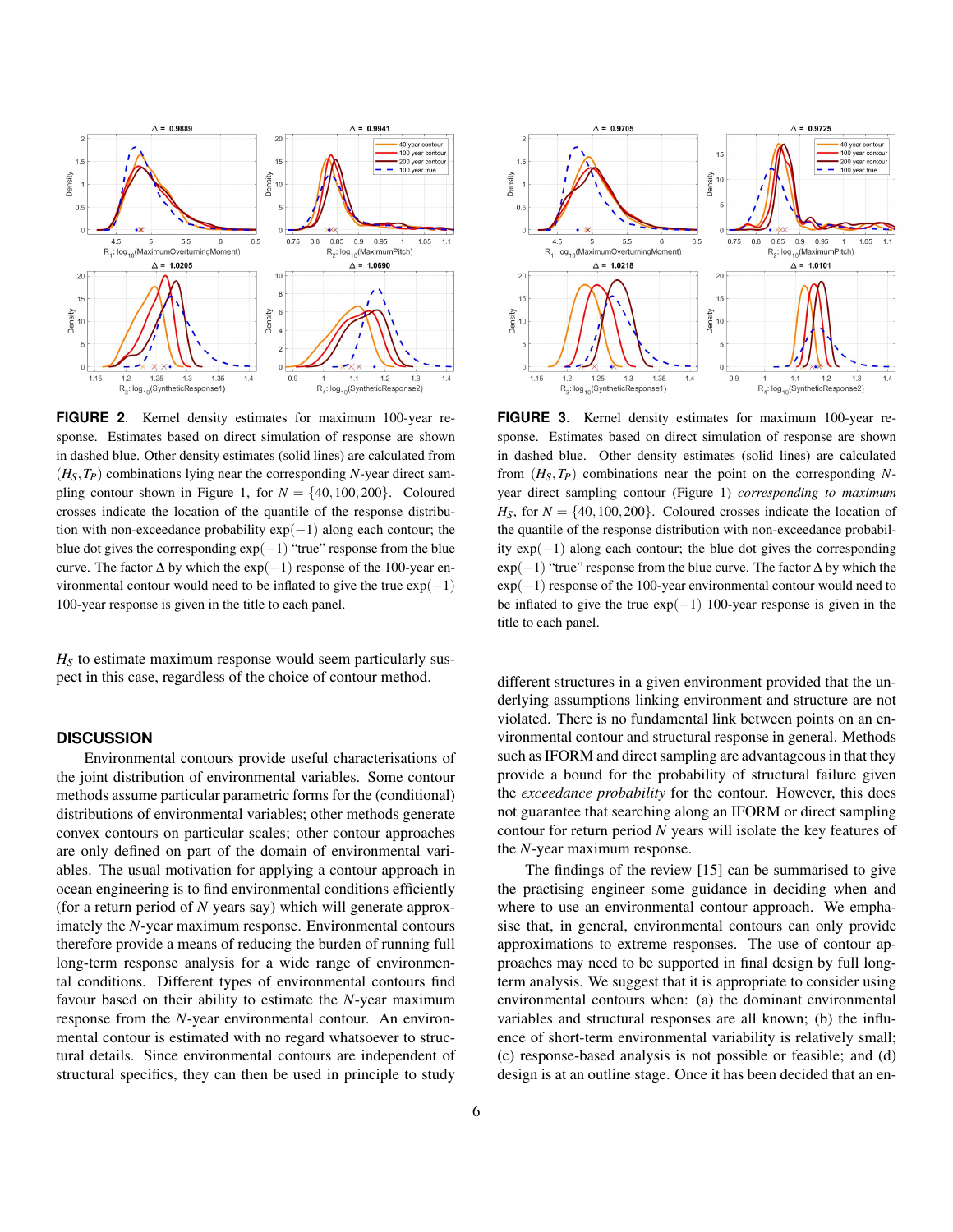**FIGURE 2**. Kernel density estimates for maximum 100-year response. Estimates based on direct simulation of response are shown in dashed blue. Other density estimates (solid lines) are calculated from $(H_S, T_P)$ combinations lying near the corresponding $N$-year direct sampling contour shown in Figure 1, for $N = \{40, 100, 200\}$. Coloured crosses indicate the location of the quantile of the response distribution with non-exceedance probability $\exp(-1)$ along each contour; the blue dot gives the corresponding $\exp(-1)$ "true" response from the blue curve. The factor $\Delta$ by which the $\exp(-1)$ response of the 100-year environmental contour would need to be inflated to give the true $\exp(-1)$ 100-year response is given in the title to each panel.

**FIGURE 3**. Kernel density estimates for maximum 100-year response. Estimates based on direct simulation of response are shown in dashed blue. Other density estimates (solid lines) are calculated from $(H_S, T_P)$ combinations near the point on the corresponding $N$-year direct sampling contour (Figure 1) *corresponding to maximum* $H_S$, for $N = \{40, 100, 200\}$. Coloured crosses indicate the location of the quantile of the response distribution with non-exceedance probability $\exp(-1)$ along each contour; the blue dot gives the corresponding $\exp(-1)$ "true" response from the blue curve. The factor $\Delta$ by which the $\exp(-1)$ response of the 100-year environmental contour would need to be inflated to give the true $\exp(-1)$ 100-year response is given in the title to each panel.

$H_S$ to estimate maximum response would seem particularly suspect in this case, regardless of the choice of contour method.

## DISCUSSION

Environmental contours provide useful characterisations of the joint distribution of environmental variables. Some contour methods assume particular parametric forms for the (conditional) distributions of environmental variables; other methods generate convex contours on particular scales; other contour approaches are only defined on part of the domain of environmental variables. The usual motivation for applying a contour approach in ocean engineering is to find environmental conditions efficiently (for a return period of $N$ years say) which will generate approximately the $N$-year maximum response. Environmental contours therefore provide a means of reducing the burden of running full long-term response analysis for a wide range of environmental conditions. Different types of environmental contours find favour based on their ability to estimate the $N$-year maximum response from the $N$-year environmental contour. An environmental contour is estimated with no regard whatsoever to structural details. Since environmental contours are independent of structural specifics, they can then be used in principle to study different structures in a given environment provided that the underlying assumptions linking environment and structure are not violated. There is no fundamental link between points on an environmental contour and structural response in general. Methods such as IFORM and direct sampling are advantageous in that they provide a bound for the probability of structural failure given the *exceedance probability* for the contour. However, this does not guarantee that searching along an IFORM or direct sampling contour for return period $N$ years will isolate the key features of the $N$-year maximum response.

The findings of the review [15] can be summarised to give the practising engineer some guidance in deciding when and where to use an environmental contour approach. We emphasise that, in general, environmental contours can only provide approximations to extreme responses. The use of contour approaches may need to be supported in final design by full long-term analysis. We suggest that it is appropriate to consider using environmental contours when: (a) the dominant environmental variables and structural responses are all known; (b) the influence of short-term environmental variability is relatively small; (c) response-based analysis is not possible or feasible; and (d) design is at an outline stage. Once it has been decided that an en-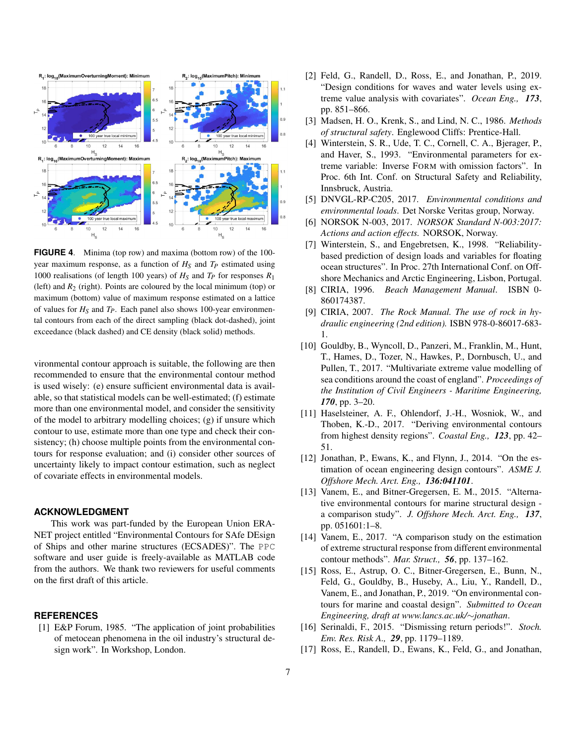**FIGURE 4**. Minima (top row) and maxima (bottom row) of the 100-year maximum response, as a function of $H_S$ and $T_P$ estimated using 1000 realisations (of length 100 years) of $H_S$ and $T_P$ for responses $R_1$ (left) and $R_2$ (right). Points are coloured by the local minimum (top) or maximum (bottom) value of maximum response estimated on a lattice of values for $H_S$ and $T_P$. Each panel also shows 100-year environmental contours from each of the direct sampling (black dot-dashed), joint exceedance (black dashed) and CE density (black solid) methods.

vironmental contour approach is suitable, the following are then recommended to ensure that the environmental contour method is used wisely: (e) ensure sufficient environmental data is available, so that statistical models can be well-estimated; (f) estimate more than one environmental model, and consider the sensitivity of the model to arbitrary modelling choices; (g) if unsure which contour to use, estimate more than one type and check their consistency; (h) choose multiple points from the environmental contours for response evaluation; and (i) consider other sources of uncertainty likely to impact contour estimation, such as neglect of covariate effects in environmental models.

## ACKNOWLEDGMENT

This work was part-funded by the European Union ERA-NET project entitled "Environmental Contours for SAfe DEsign of Ships and other marine structures (ECSADES)". The PPC software and user guide is freely-available as MATLAB code from the authors. We thank two reviewers for useful comments on the first draft of this article.

## REFERENCES

[1] E&P Forum, 1985. "The application of joint probabilities of metocean phenomena in the oil industry's structural design work". In Workshop, London.

[2] Feld, G., Randell, D., Ross, E., and Jonathan, P., 2019. "Design conditions for waves and water levels using extreme value analysis with covariates". *Ocean Eng.,* ***173***, pp. 851–866.

[3] Madsen, H. O., Krenk, S., and Lind, N. C., 1986. *Methods of structural safety*. Englewood Cliffs: Prentice-Hall.

[4] Winterstein, S. R., Ude, T. C., Cornell, C. A., Bjerager, P., and Haver, S., 1993. "Environmental parameters for extreme variable: Inverse FORM with omission factors". In Proc. 6th Int. Conf. on Structural Safety and Reliability, Innsbruck, Austria.

[5] DNVGL-RP-C205, 2017. *Environmental conditions and environmental loads*. Det Norske Veritas group, Norway.

[6] NORSOK N-003, 2017. *NORSOK Standard N-003:2017: Actions and action effects.* NORSOK, Norway.

[7] Winterstein, S., and Engebretsen, K., 1998. "Reliability-based prediction of design loads and variables for floating ocean structures". In Proc. 27th International Conf. on Offshore Mechanics and Arctic Engineering, Lisbon, Portugal.

[8] CIRIA, 1996. *Beach Management Manual*. ISBN 0-860174387.

[9] CIRIA, 2007. *The Rock Manual. The use of rock in hydraulic engineering (2nd edition).* ISBN 978-0-86017-683-1.

[10] Gouldby, B., Wyncoll, D., Panzeri, M., Franklin, M., Hunt, T., Hames, D., Tozer, N., Hawkes, P., Dornbusch, U., and Pullen, T., 2017. "Multivariate extreme value modelling of sea conditions around the coast of england". *Proceedings of the Institution of Civil Engineers - Maritime Engineering,* ***170***, pp. 3–20.

[11] Haselsteiner, A. F., Ohlendorf, J.-H., Wosniok, W., and Thoben, K.-D., 2017. "Deriving environmental contours from highest density regions". *Coastal Eng.,* ***123***, pp. 42–51.

[12] Jonathan, P., Ewans, K., and Flynn, J., 2014. "On the estimation of ocean engineering design contours". *ASME J. Offshore Mech. Arct. Eng.,* ***136:041101***.

[13] Vanem, E., and Bitner-Gregersen, E. M., 2015. "Alternative environmental contours for marine structural design - a comparison study". *J. Offshore Mech. Arct. Eng.,* ***137***, pp. 051601:1–8.

[14] Vanem, E., 2017. "A comparison study on the estimation of extreme structural response from different environmental contour methods". *Mar. Struct.,* ***56***, pp. 137–162.

[15] Ross, E., Astrup, O. C., Bitner-Gregersen, E., Bunn, N., Feld, G., Gouldby, B., Huseby, A., Liu, Y., Randell, D., Vanem, E., and Jonathan, P., 2019. "On environmental contours for marine and coastal design". *Submitted to Ocean Engineering, draft at www.lancs.ac.uk/∼jonathan*.

[16] Serinaldi, F., 2015. "Dismissing return periods!". *Stoch. Env. Res. Risk A.,* ***29***, pp. 1179–1189.

[17] Ross, E., Randell, D., Ewans, K., Feld, G., and Jonathan,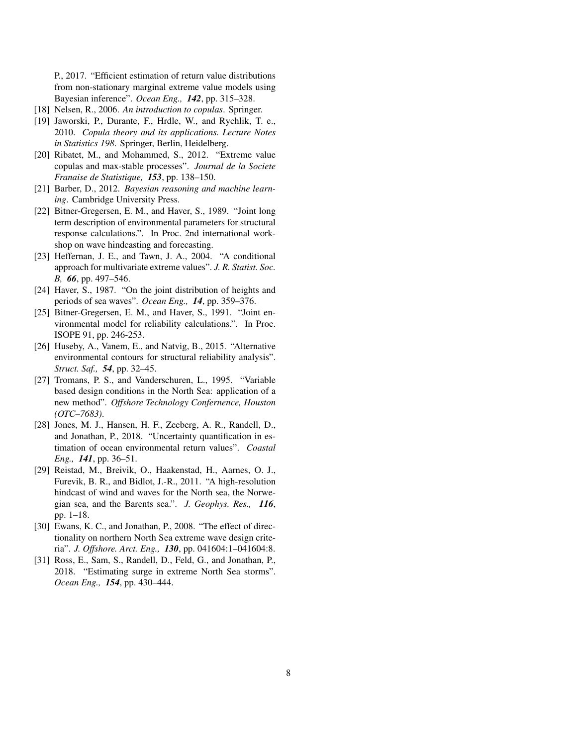P., 2017. "Efficient estimation of return value distributions from non-stationary marginal extreme value models using Bayesian inference". *Ocean Eng.,* ***142***, pp. 315–328.

[18] Nelsen, R., 2006. *An introduction to copulas*. Springer.

[19] Jaworski, P., Durante, F., Hrdle, W., and Rychlik, T. e., 2010. *Copula theory and its applications. Lecture Notes in Statistics 198*. Springer, Berlin, Heidelberg.

[20] Ribatet, M., and Mohammed, S., 2012. "Extreme value copulas and max-stable processes". *Journal de la Societe Franaise de Statistique,* ***153***, pp. 138–150.

[21] Barber, D., 2012. *Bayesian reasoning and machine learning*. Cambridge University Press.

[22] Bitner-Gregersen, E. M., and Haver, S., 1989. "Joint long term description of environmental parameters for structural response calculations.". In Proc. 2nd international workshop on wave hindcasting and forecasting.

[23] Heffernan, J. E., and Tawn, J. A., 2004. "A conditional approach for multivariate extreme values". *J. R. Statist. Soc. B,* ***66***, pp. 497–546.

[24] Haver, S., 1987. "On the joint distribution of heights and periods of sea waves". *Ocean Eng.,* ***14***, pp. 359–376.

[25] Bitner-Gregersen, E. M., and Haver, S., 1991. "Joint environmental model for reliability calculations.". In Proc. ISOPE 91, pp. 246-253.

[26] Huseby, A., Vanem, E., and Natvig, B., 2015. "Alternative environmental contours for structural reliability analysis". *Struct. Saf.,* ***54***, pp. 32–45.

[27] Tromans, P. S., and Vanderschuren, L., 1995. "Variable based design conditions in the North Sea: application of a new method". *Offshore Technology Confernence, Houston (OTC–7683)*.

[28] Jones, M. J., Hansen, H. F., Zeeberg, A. R., Randell, D., and Jonathan, P., 2018. "Uncertainty quantification in estimation of ocean environmental return values". *Coastal Eng.,* ***141***, pp. 36–51.

[29] Reistad, M., Breivik, O., Haakenstad, H., Aarnes, O. J., Furevik, B. R., and Bidlot, J.-R., 2011. "A high-resolution hindcast of wind and waves for the North sea, the Norwegian sea, and the Barents sea.". *J. Geophys. Res.,* ***116***, pp. 1–18.

[30] Ewans, K. C., and Jonathan, P., 2008. "The effect of directionality on northern North Sea extreme wave design criteria". *J. Offshore. Arct. Eng.,* ***130***, pp. 041604:1–041604:8.

[31] Ross, E., Sam, S., Randell, D., Feld, G., and Jonathan, P., 2018. "Estimating surge in extreme North Sea storms". *Ocean Eng.,* ***154***, pp. 430–444.